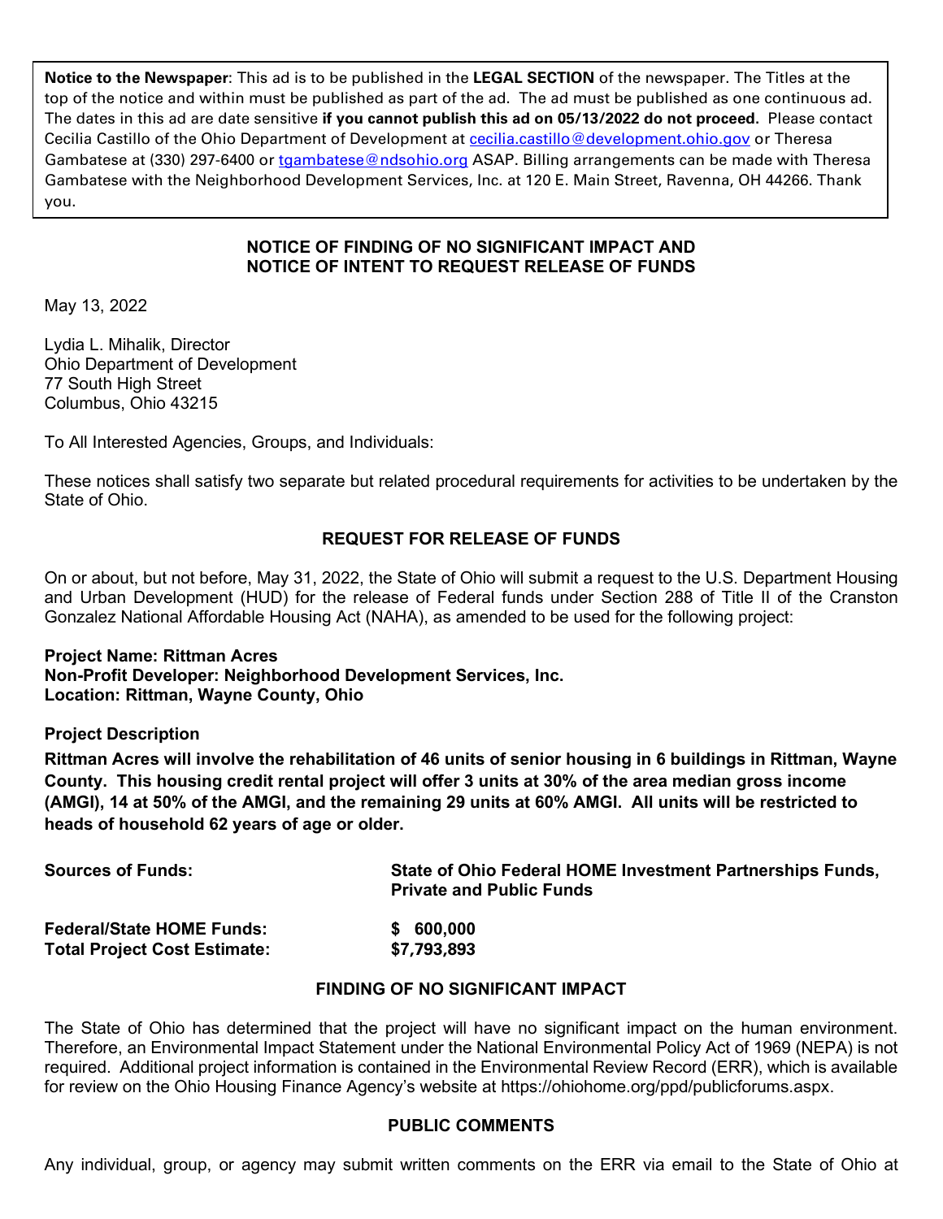**Notice to the Newspaper**: This ad is to be published in the **LEGAL SECTION** of the newspaper. The Titles at the top of the notice and within must be published as part of the ad. The ad must be published as one continuous ad. The dates in this ad are date sensitive **if you cannot publish this ad on 05/13/2022 do not proceed.** Please contact Cecilia Castillo of the Ohio Department of Development at cecilia.castillo@development.ohio.gov or Theresa Gambatese at (330) 297-6400 or tgambatese@ndsohio.org ASAP. Billing arrangements can be made with Theresa Gambatese with the Neighborhood Development Services, Inc. at 120 E. Main Street, Ravenna, OH 44266. Thank you.

## NOTICE OF FINDING OF NO SIGNIFICANT IMPACT AND NOTICE OF INTENT TO REQUEST RELEASE OF FUNDS

May 13, 2022

Lydia L. Mihalik, Director
Ohio Department of Development
77 South High Street
Columbus, Ohio 43215

To All Interested Agencies, Groups, and Individuals:

These notices shall satisfy two separate but related procedural requirements for activities to be undertaken by the State of Ohio.

### REQUEST FOR RELEASE OF FUNDS

On or about, but not before, May 31, 2022, the State of Ohio will submit a request to the U.S. Department Housing and Urban Development (HUD) for the release of Federal funds under Section 288 of Title II of the Cranston Gonzalez National Affordable Housing Act (NAHA), as amended to be used for the following project:

**Project Name: Rittman Acres**
**Non-Profit Developer: Neighborhood Development Services, Inc.**
**Location: Rittman, Wayne County, Ohio**

**Project Description**

**Rittman Acres will involve the rehabilitation of 46 units of senior housing in 6 buildings in Rittman, Wayne County. This housing credit rental project will offer 3 units at 30% of the area median gross income (AMGI), 14 at 50% of the AMGI, and the remaining 29 units at 60% AMGI. All units will be restricted to heads of household 62 years of age or older.**

| | |
|---|---|
| **Sources of Funds:** | **State of Ohio Federal HOME Investment Partnerships Funds, Private and Public Funds** |
| **Federal/State HOME Funds:** | **$ 600,000** |
| **Total Project Cost Estimate:** | **$7,793,893** |

### FINDING OF NO SIGNIFICANT IMPACT

The State of Ohio has determined that the project will have no significant impact on the human environment. Therefore, an Environmental Impact Statement under the National Environmental Policy Act of 1969 (NEPA) is not required. Additional project information is contained in the Environmental Review Record (ERR), which is available for review on the Ohio Housing Finance Agency's website at https://ohiohome.org/ppd/publicforums.aspx.

### PUBLIC COMMENTS

Any individual, group, or agency may submit written comments on the ERR via email to the State of Ohio at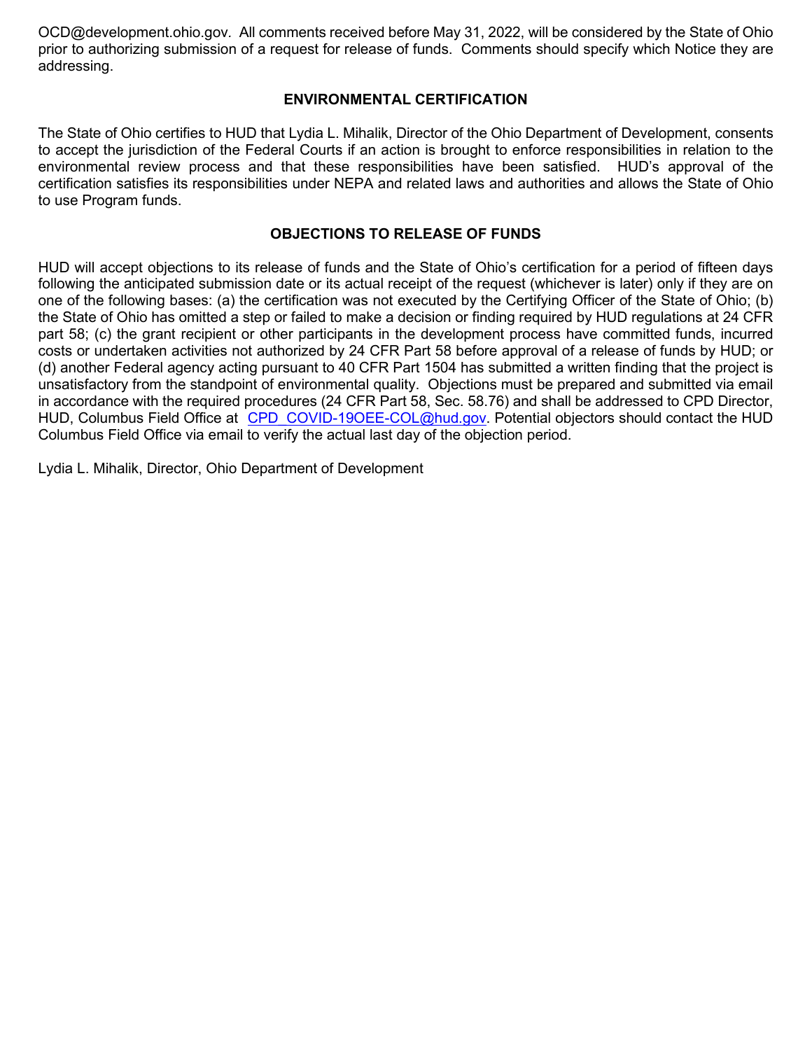OCD@development.ohio.gov. All comments received before May 31, 2022, will be considered by the State of Ohio prior to authorizing submission of a request for release of funds. Comments should specify which Notice they are addressing.

## ENVIRONMENTAL CERTIFICATION

The State of Ohio certifies to HUD that Lydia L. Mihalik, Director of the Ohio Department of Development, consents to accept the jurisdiction of the Federal Courts if an action is brought to enforce responsibilities in relation to the environmental review process and that these responsibilities have been satisfied. HUD's approval of the certification satisfies its responsibilities under NEPA and related laws and authorities and allows the State of Ohio to use Program funds.

## OBJECTIONS TO RELEASE OF FUNDS

HUD will accept objections to its release of funds and the State of Ohio's certification for a period of fifteen days following the anticipated submission date or its actual receipt of the request (whichever is later) only if they are on one of the following bases: (a) the certification was not executed by the Certifying Officer of the State of Ohio; (b) the State of Ohio has omitted a step or failed to make a decision or finding required by HUD regulations at 24 CFR part 58; (c) the grant recipient or other participants in the development process have committed funds, incurred costs or undertaken activities not authorized by 24 CFR Part 58 before approval of a release of funds by HUD; or (d) another Federal agency acting pursuant to 40 CFR Part 1504 has submitted a written finding that the project is unsatisfactory from the standpoint of environmental quality. Objections must be prepared and submitted via email in accordance with the required procedures (24 CFR Part 58, Sec. 58.76) and shall be addressed to CPD Director, HUD, Columbus Field Office at CPD_COVID-19OEE-COL@hud.gov. Potential objectors should contact the HUD Columbus Field Office via email to verify the actual last day of the objection period.

Lydia L. Mihalik, Director, Ohio Department of Development